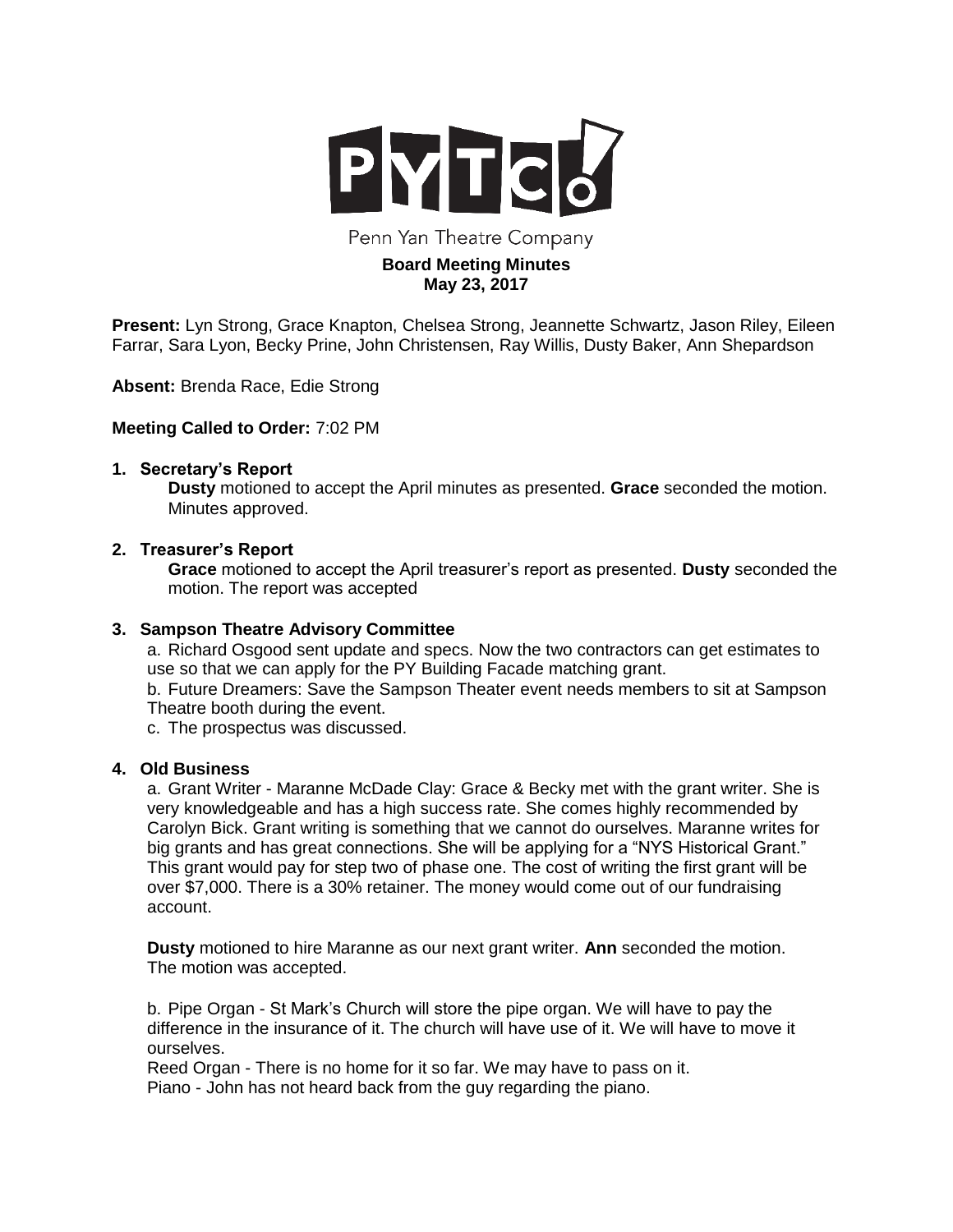# PYTC!

Penn Yan Theatre Company

**Board Meeting Minutes**
**May 23, 2017**

**Present:** Lyn Strong, Grace Knapton, Chelsea Strong, Jeannette Schwartz, Jason Riley, Eileen Farrar, Sara Lyon, Becky Prine, John Christensen, Ray Willis, Dusty Baker, Ann Shepardson

**Absent:** Brenda Race, Edie Strong

**Meeting Called to Order:** 7:02 PM

## 1. Secretary's Report

**Dusty** motioned to accept the April minutes as presented. **Grace** seconded the motion. Minutes approved.

## 2. Treasurer's Report

**Grace** motioned to accept the April treasurer's report as presented. **Dusty** seconded the motion. The report was accepted

## 3. Sampson Theatre Advisory Committee

a. Richard Osgood sent update and specs. Now the two contractors can get estimates to use so that we can apply for the PY Building Facade matching grant.

b. Future Dreamers: Save the Sampson Theater event needs members to sit at Sampson Theatre booth during the event.

c. The prospectus was discussed.

## 4. Old Business

a. Grant Writer - Maranne McDade Clay: Grace & Becky met with the grant writer. She is very knowledgeable and has a high success rate. She comes highly recommended by Carolyn Bick. Grant writing is something that we cannot do ourselves. Maranne writes for big grants and has great connections. She will be applying for a "NYS Historical Grant." This grant would pay for step two of phase one. The cost of writing the first grant will be over $7,000. There is a 30% retainer. The money would come out of our fundraising account.

**Dusty** motioned to hire Maranne as our next grant writer. **Ann** seconded the motion. The motion was accepted.

b. Pipe Organ - St Mark's Church will store the pipe organ. We will have to pay the difference in the insurance of it. The church will have use of it. We will have to move it ourselves.

Reed Organ - There is no home for it so far. We may have to pass on it.

Piano - John has not heard back from the guy regarding the piano.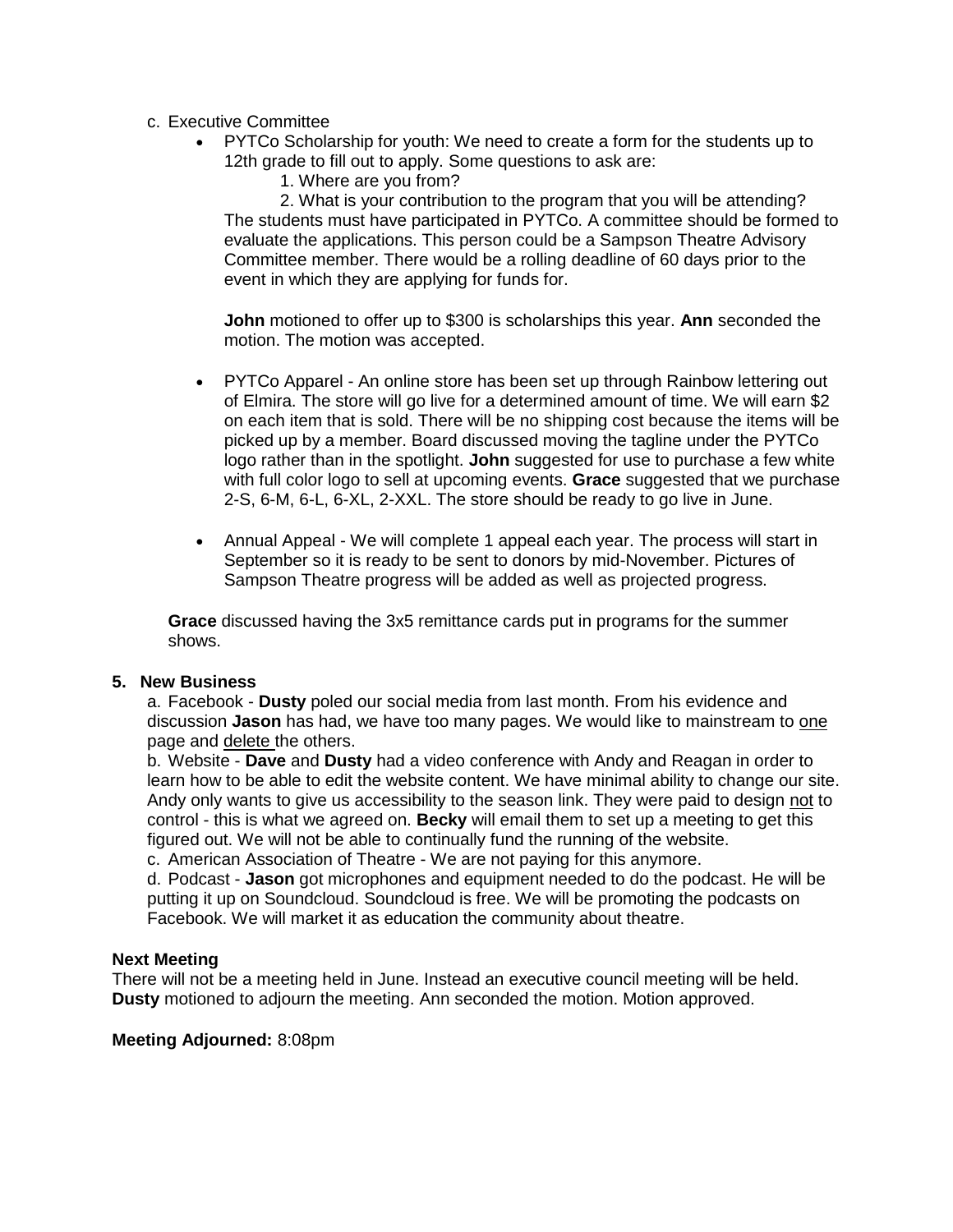c. Executive Committee

- PYTCo Scholarship for youth: We need to create a form for the students up to 12th grade to fill out to apply. Some questions to ask are:

  1. Where are you from?
  2. What is your contribution to the program that you will be attending?

  The students must have participated in PYTCo. A committee should be formed to evaluate the applications. This person could be a Sampson Theatre Advisory Committee member. There would be a rolling deadline of 60 days prior to the event in which they are applying for funds for.

  **John** motioned to offer up to $300 is scholarships this year. **Ann** seconded the motion. The motion was accepted.

- PYTCo Apparel - An online store has been set up through Rainbow lettering out of Elmira. The store will go live for a determined amount of time. We will earn $2 on each item that is sold. There will be no shipping cost because the items will be picked up by a member. Board discussed moving the tagline under the PYTCo logo rather than in the spotlight. **John** suggested for use to purchase a few white with full color logo to sell at upcoming events. **Grace** suggested that we purchase 2-S, 6-M, 6-L, 6-XL, 2-XXL. The store should be ready to go live in June.

- Annual Appeal - We will complete 1 appeal each year. The process will start in September so it is ready to be sent to donors by mid-November. Pictures of Sampson Theatre progress will be added as well as projected progress.

**Grace** discussed having the 3x5 remittance cards put in programs for the summer shows.

## 5. New Business

a. Facebook - **Dusty** poled our social media from last month. From his evidence and discussion **Jason** has had, we have too many pages. We would like to mainstream to <u>one</u> page and <u>delete</u> the others.

b. Website - **Dave** and **Dusty** had a video conference with Andy and Reagan in order to learn how to be able to edit the website content. We have minimal ability to change our site. Andy only wants to give us accessibility to the season link. They were paid to design <u>not</u> to control - this is what we agreed on. **Becky** will email them to set up a meeting to get this figured out. We will not be able to continually fund the running of the website.

c. American Association of Theatre - We are not paying for this anymore.

d. Podcast - **Jason** got microphones and equipment needed to do the podcast. He will be putting it up on Soundcloud. Soundcloud is free. We will be promoting the podcasts on Facebook. We will market it as education the community about theatre.

### Next Meeting

There will not be a meeting held in June. Instead an executive council meeting will be held. **Dusty** motioned to adjourn the meeting. Ann seconded the motion. Motion approved.

**Meeting Adjourned:** 8:08pm